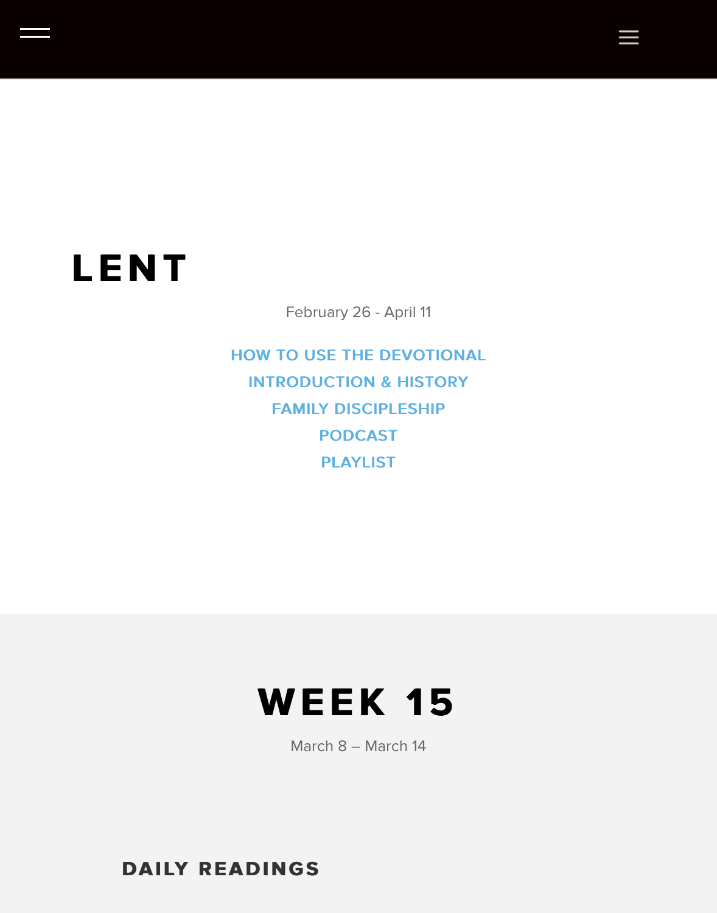# LENT

February 26 - April 11

HOW TO USE THE DEVOTIONAL
INTRODUCTION & HISTORY
FAMILY DISCIPLESHIP
PODCAST
PLAYLIST

## WEEK 15

March 8 – March 14

### DAILY READINGS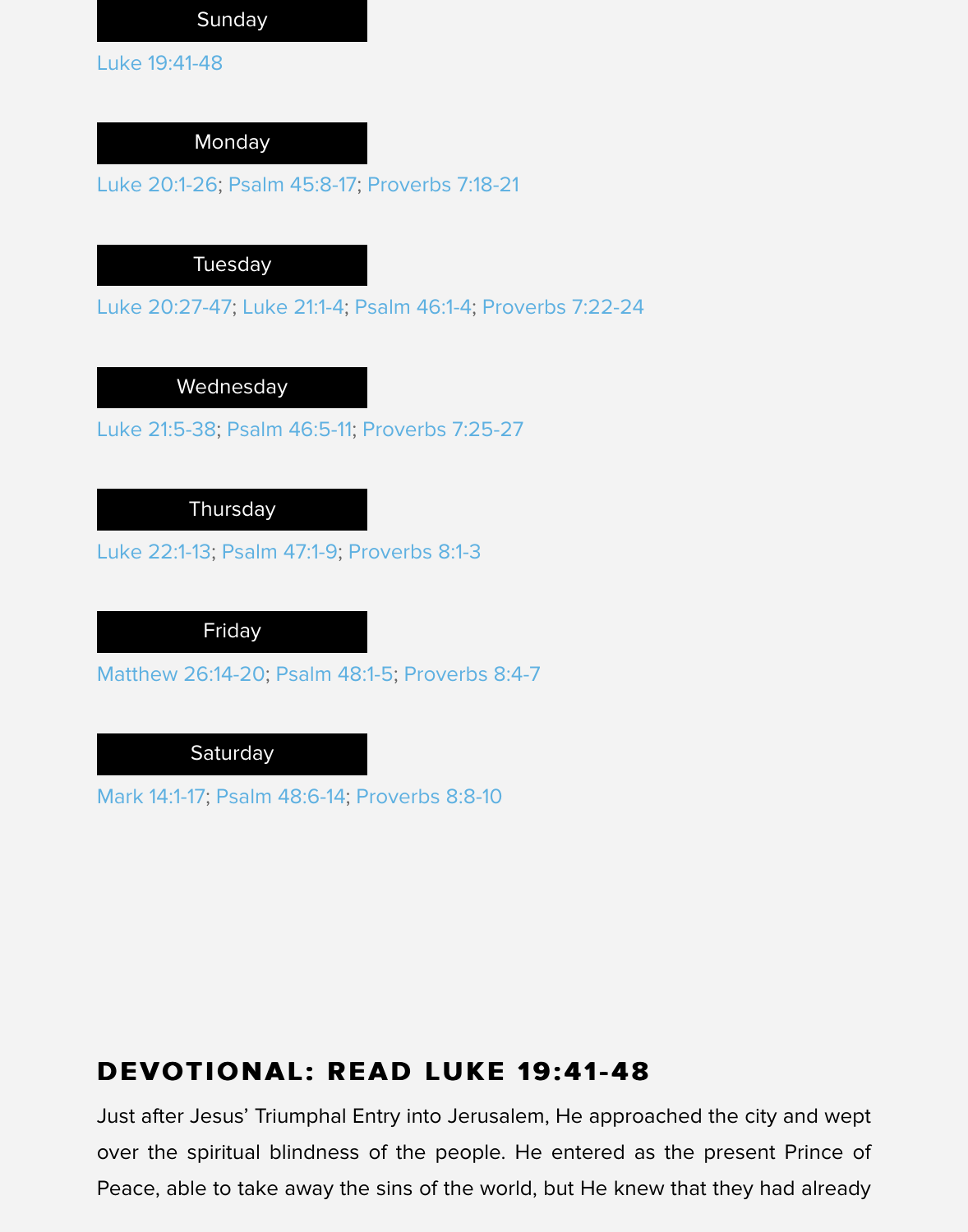### Sunday

Luke 19:41-48

### Monday

Luke 20:1-26; Psalm 45:8-17; Proverbs 7:18-21

### Tuesday

Luke 20:27-47; Luke 21:1-4; Psalm 46:1-4; Proverbs 7:22-24

### Wednesday

Luke 21:5-38; Psalm 46:5-11; Proverbs 7:25-27

### Thursday

Luke 22:1-13; Psalm 47:1-9; Proverbs 8:1-3

### Friday

Matthew 26:14-20; Psalm 48:1-5; Proverbs 8:4-7

### Saturday

Mark 14:1-17; Psalm 48:6-14; Proverbs 8:8-10

## DEVOTIONAL: READ LUKE 19:41-48

Just after Jesus' Triumphal Entry into Jerusalem, He approached the city and wept over the spiritual blindness of the people. He entered as the present Prince of Peace, able to take away the sins of the world, but He knew that they had already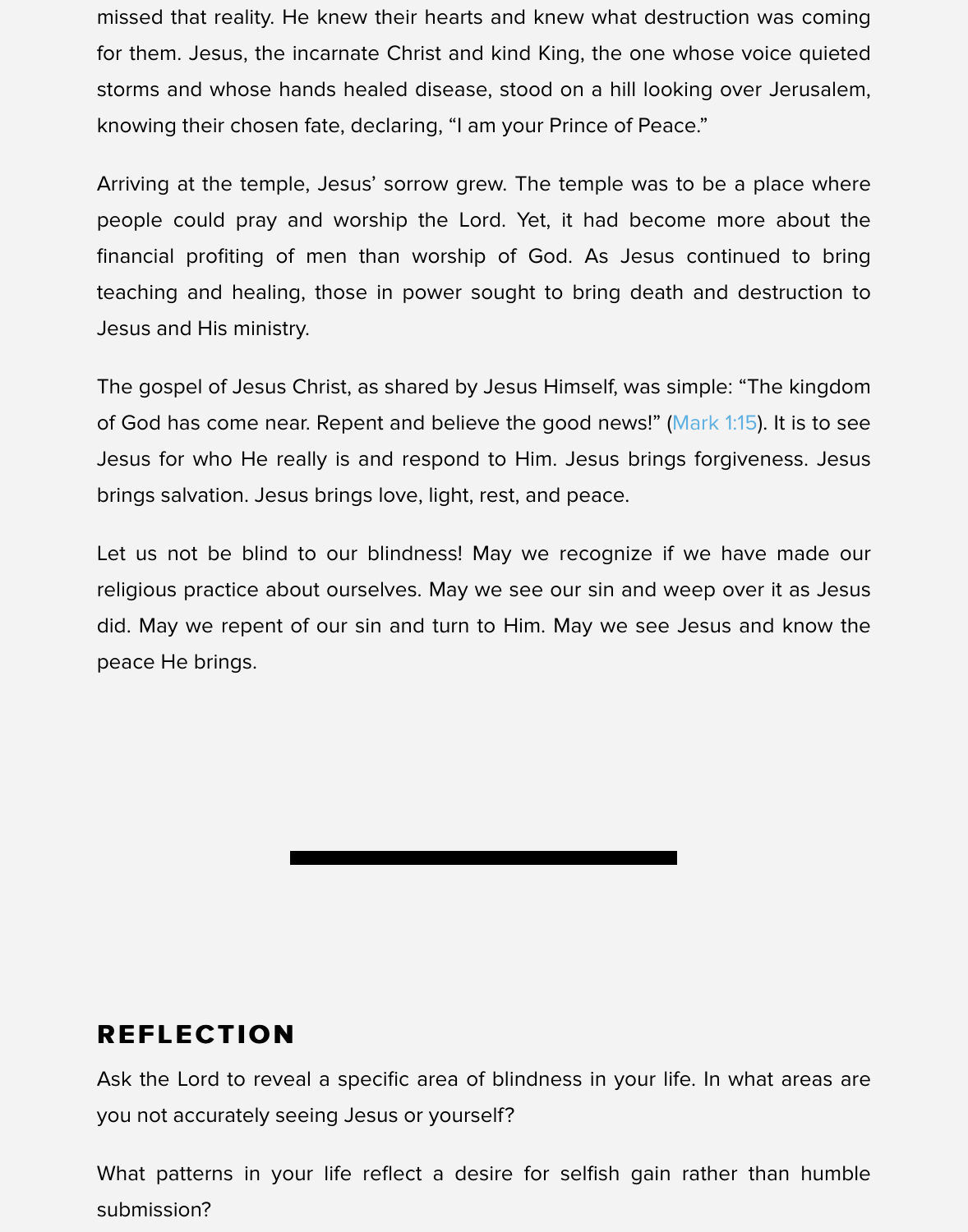missed that reality. He knew their hearts and knew what destruction was coming for them. Jesus, the incarnate Christ and kind King, the one whose voice quieted storms and whose hands healed disease, stood on a hill looking over Jerusalem, knowing their chosen fate, declaring, “I am your Prince of Peace.”

Arriving at the temple, Jesus’ sorrow grew. The temple was to be a place where people could pray and worship the Lord. Yet, it had become more about the financial profiting of men than worship of God. As Jesus continued to bring teaching and healing, those in power sought to bring death and destruction to Jesus and His ministry.

The gospel of Jesus Christ, as shared by Jesus Himself, was simple: “The kingdom of God has come near. Repent and believe the good news!” (Mark 1:15). It is to see Jesus for who He really is and respond to Him. Jesus brings forgiveness. Jesus brings salvation. Jesus brings love, light, rest, and peace.

Let us not be blind to our blindness! May we recognize if we have made our religious practice about ourselves. May we see our sin and weep over it as Jesus did. May we repent of our sin and turn to Him. May we see Jesus and know the peace He brings.

---

## REFLECTION

Ask the Lord to reveal a specific area of blindness in your life. In what areas are you not accurately seeing Jesus or yourself?

What patterns in your life reflect a desire for selfish gain rather than humble submission?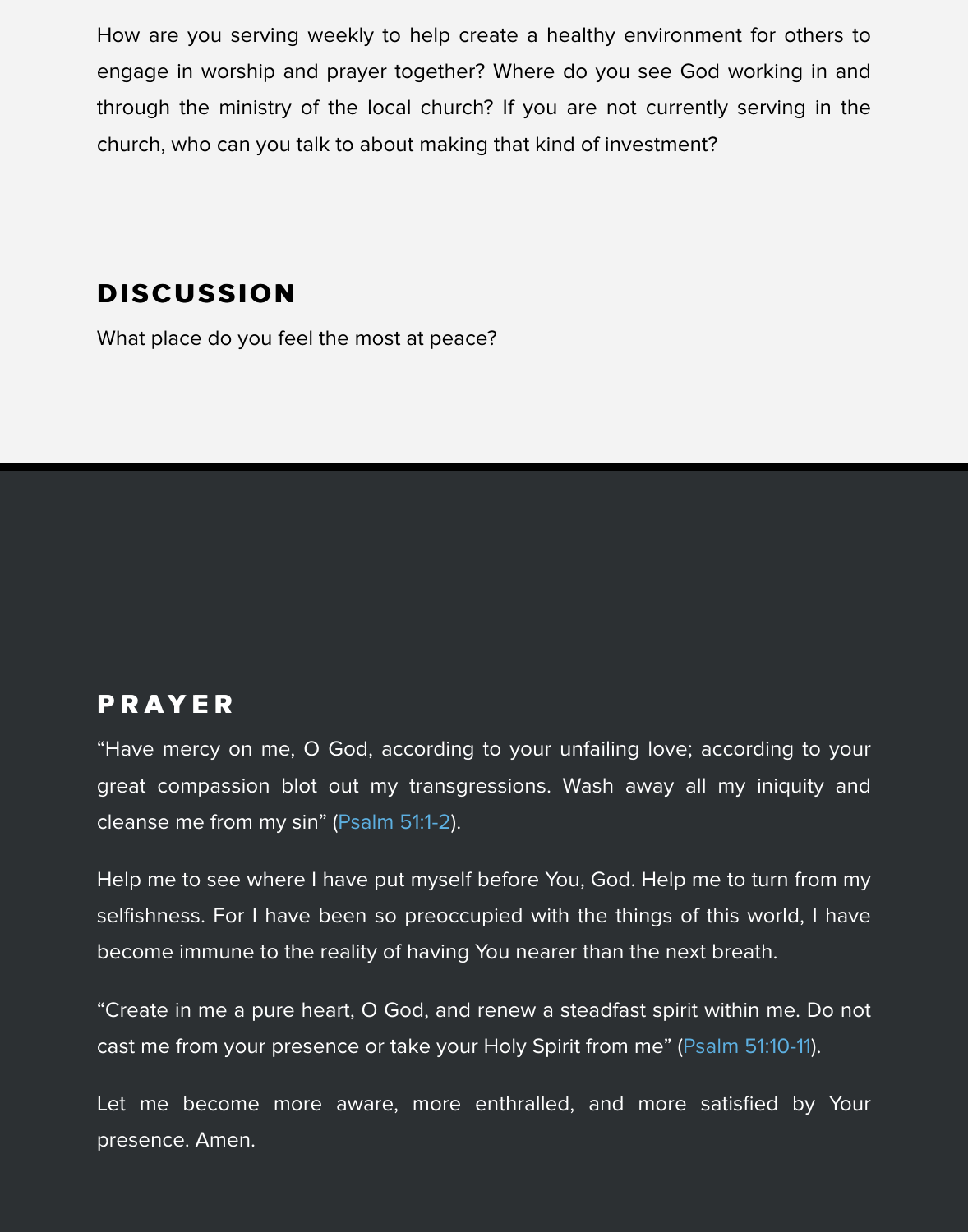How are you serving weekly to help create a healthy environment for others to engage in worship and prayer together? Where do you see God working in and through the ministry of the local church? If you are not currently serving in the church, who can you talk to about making that kind of investment?

## DISCUSSION

What place do you feel the most at peace?

## PRAYER

"Have mercy on me, O God, according to your unfailing love; according to your great compassion blot out my transgressions. Wash away all my iniquity and cleanse me from my sin" (Psalm 51:1-2).

Help me to see where I have put myself before You, God. Help me to turn from my selfishness. For I have been so preoccupied with the things of this world, I have become immune to the reality of having You nearer than the next breath.

"Create in me a pure heart, O God, and renew a steadfast spirit within me. Do not cast me from your presence or take your Holy Spirit from me" (Psalm 51:10-11).

Let me become more aware, more enthralled, and more satisfied by Your presence. Amen.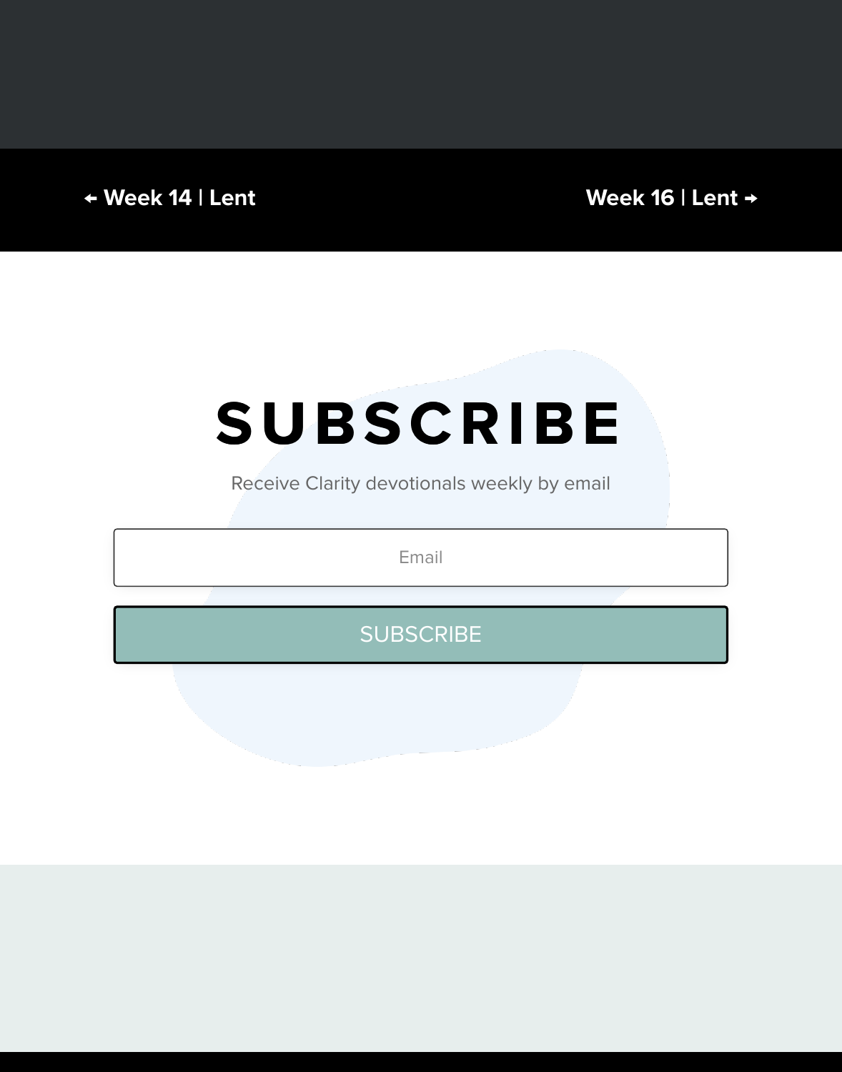← Week 14 | Lent

Week 16 | Lent →

# SUBSCRIBE

Receive Clarity devotionals weekly by email

Email

SUBSCRIBE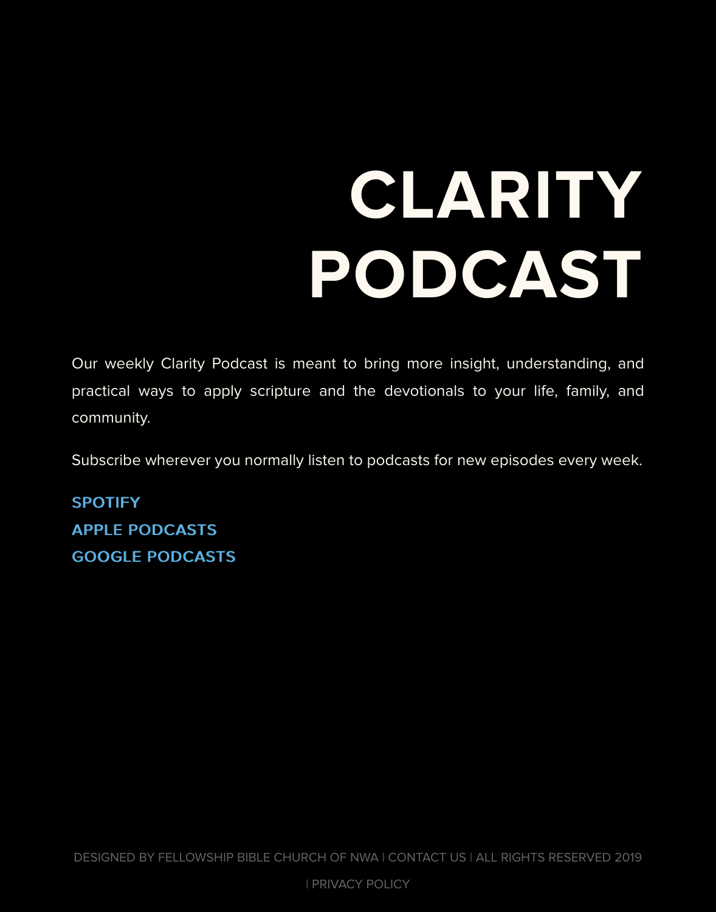# CLARITY PODCAST

Our weekly Clarity Podcast is meant to bring more insight, understanding, and practical ways to apply scripture and the devotionals to your life, family, and community.

Subscribe wherever you normally listen to podcasts for new episodes every week.

**SPOTIFY**
**APPLE PODCASTS**
**GOOGLE PODCASTS**

DESIGNED BY FELLOWSHIP BIBLE CHURCH OF NWA | CONTACT US | ALL RIGHTS RESERVED 2019 | PRIVACY POLICY